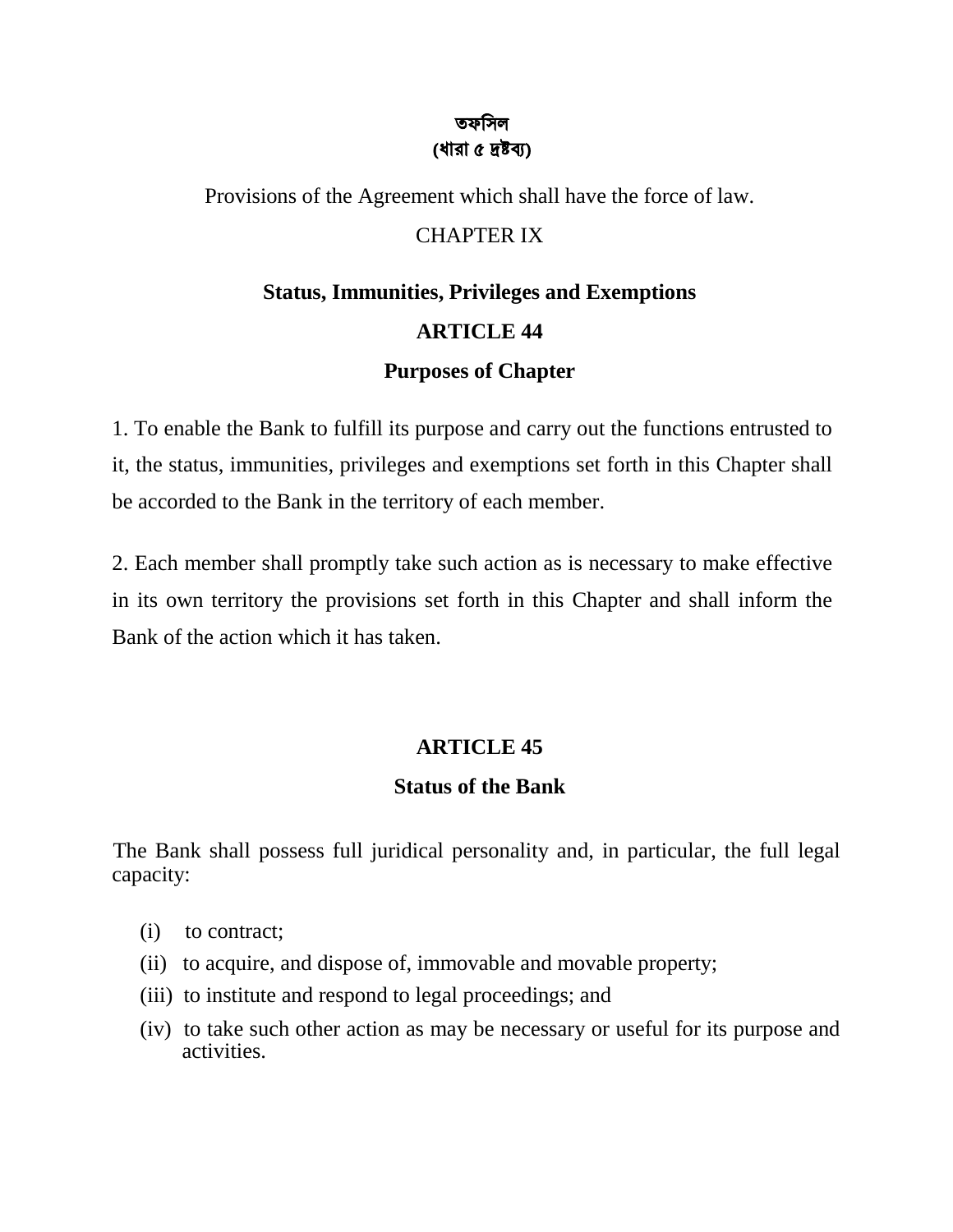# তফসিল

**(ধারা ৫ দ্রষ্টব্য)**

Provisions of the Agreement which shall have the force of law.

CHAPTER IX

## Status, Immunities, Privileges and Exemptions

### ARTICLE 44

### Purposes of Chapter

1. To enable the Bank to fulfill its purpose and carry out the functions entrusted to it, the status, immunities, privileges and exemptions set forth in this Chapter shall be accorded to the Bank in the territory of each member.

2. Each member shall promptly take such action as is necessary to make effective in its own territory the provisions set forth in this Chapter and shall inform the Bank of the action which it has taken.

### ARTICLE 45

### Status of the Bank

The Bank shall possess full juridical personality and, in particular, the full legal capacity:

- (i) to contract;
- (ii) to acquire, and dispose of, immovable and movable property;
- (iii) to institute and respond to legal proceedings; and
- (iv) to take such other action as may be necessary or useful for its purpose and activities.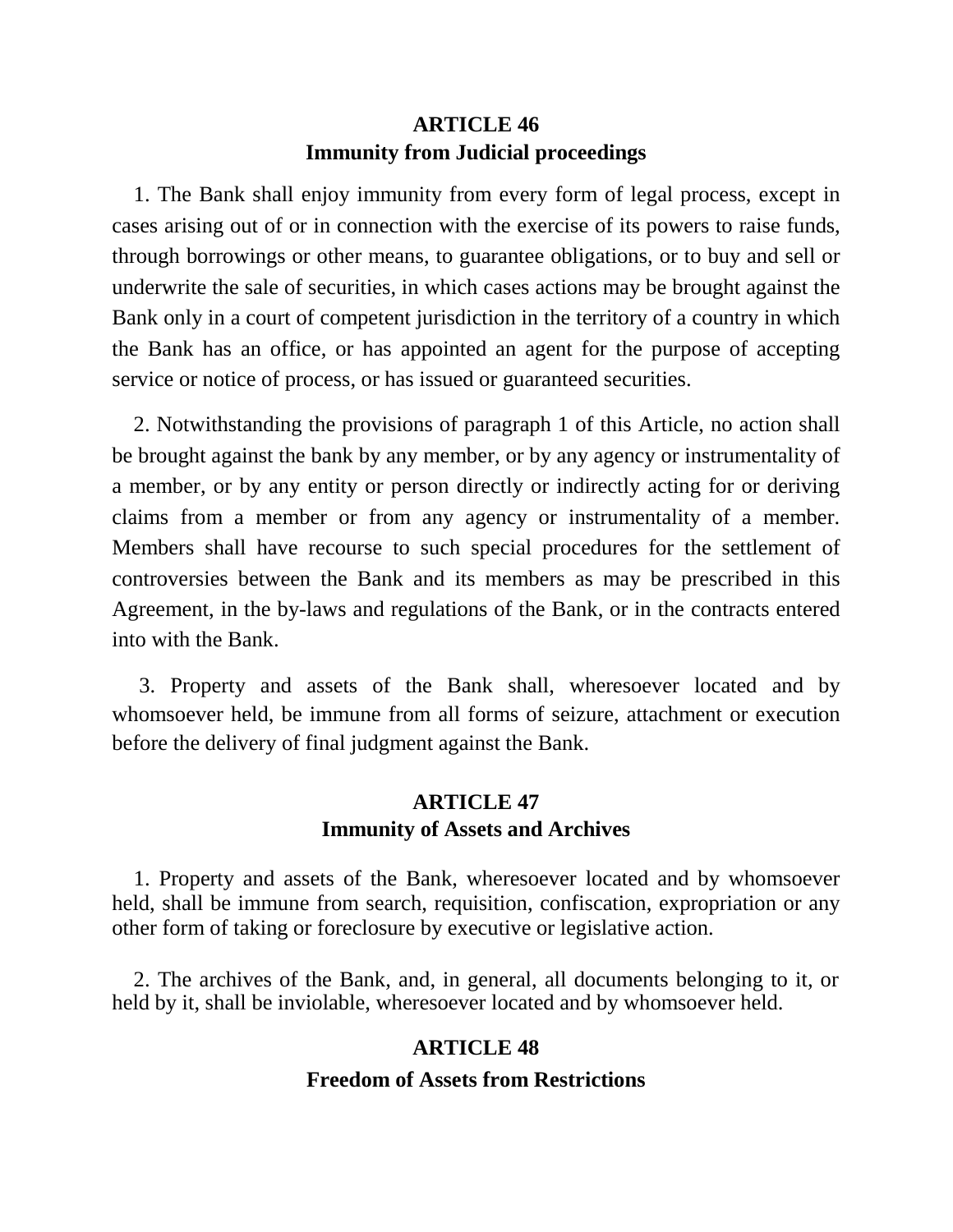## ARTICLE 46
## Immunity from Judicial proceedings

1. The Bank shall enjoy immunity from every form of legal process, except in cases arising out of or in connection with the exercise of its powers to raise funds, through borrowings or other means, to guarantee obligations, or to buy and sell or underwrite the sale of securities, in which cases actions may be brought against the Bank only in a court of competent jurisdiction in the territory of a country in which the Bank has an office, or has appointed an agent for the purpose of accepting service or notice of process, or has issued or guaranteed securities.

2. Notwithstanding the provisions of paragraph 1 of this Article, no action shall be brought against the bank by any member, or by any agency or instrumentality of a member, or by any entity or person directly or indirectly acting for or deriving claims from a member or from any agency or instrumentality of a member. Members shall have recourse to such special procedures for the settlement of controversies between the Bank and its members as may be prescribed in this Agreement, in the by-laws and regulations of the Bank, or in the contracts entered into with the Bank.

3. Property and assets of the Bank shall, wheresoever located and by whomsoever held, be immune from all forms of seizure, attachment or execution before the delivery of final judgment against the Bank.

## ARTICLE 47
## Immunity of Assets and Archives

1. Property and assets of the Bank, wheresoever located and by whomsoever held, shall be immune from search, requisition, confiscation, expropriation or any other form of taking or foreclosure by executive or legislative action.

2. The archives of the Bank, and, in general, all documents belonging to it, or held by it, shall be inviolable, wheresoever located and by whomsoever held.

## ARTICLE 48
## Freedom of Assets from Restrictions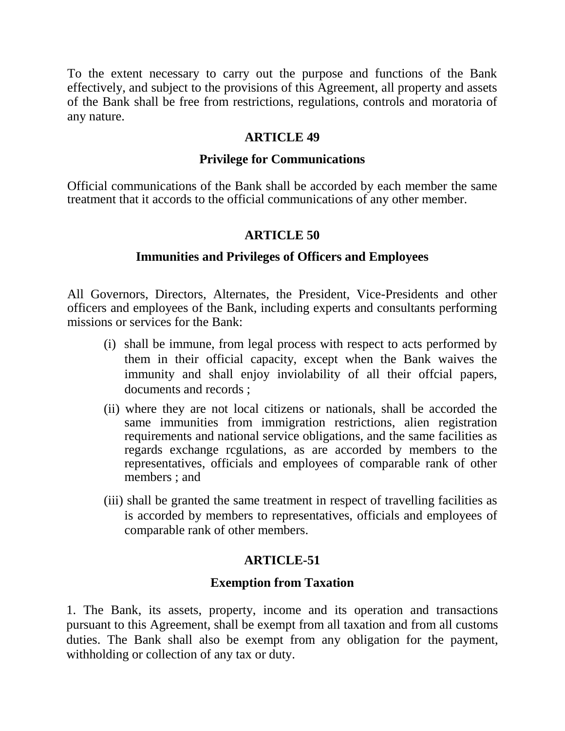To the extent necessary to carry out the purpose and functions of the Bank effectively, and subject to the provisions of this Agreement, all property and assets of the Bank shall be free from restrictions, regulations, controls and moratoria of any nature.

## ARTICLE 49

### Privilege for Communications

Official communications of the Bank shall be accorded by each member the same treatment that it accords to the official communications of any other member.

## ARTICLE 50

### Immunities and Privileges of Officers and Employees

All Governors, Directors, Alternates, the President, Vice-Presidents and other officers and employees of the Bank, including experts and consultants performing missions or services for the Bank:

(i) shall be immune, from legal process with respect to acts performed by them in their official capacity, except when the Bank waives the immunity and shall enjoy inviolability of all their offcial papers, documents and records ;

(ii) where they are not local citizens or nationals, shall be accorded the same immunities from immigration restrictions, alien registration requirements and national service obligations, and the same facilities as regards exchange rcgulations, as are accorded by members to the representatives, officials and employees of comparable rank of other members ; and

(iii) shall be granted the same treatment in respect of travelling facilities as is accorded by members to representatives, officials and employees of comparable rank of other members.

## ARTICLE-51

### Exemption from Taxation

1. The Bank, its assets, property, income and its operation and transactions pursuant to this Agreement, shall be exempt from all taxation and from all customs duties. The Bank shall also be exempt from any obligation for the payment, withholding or collection of any tax or duty.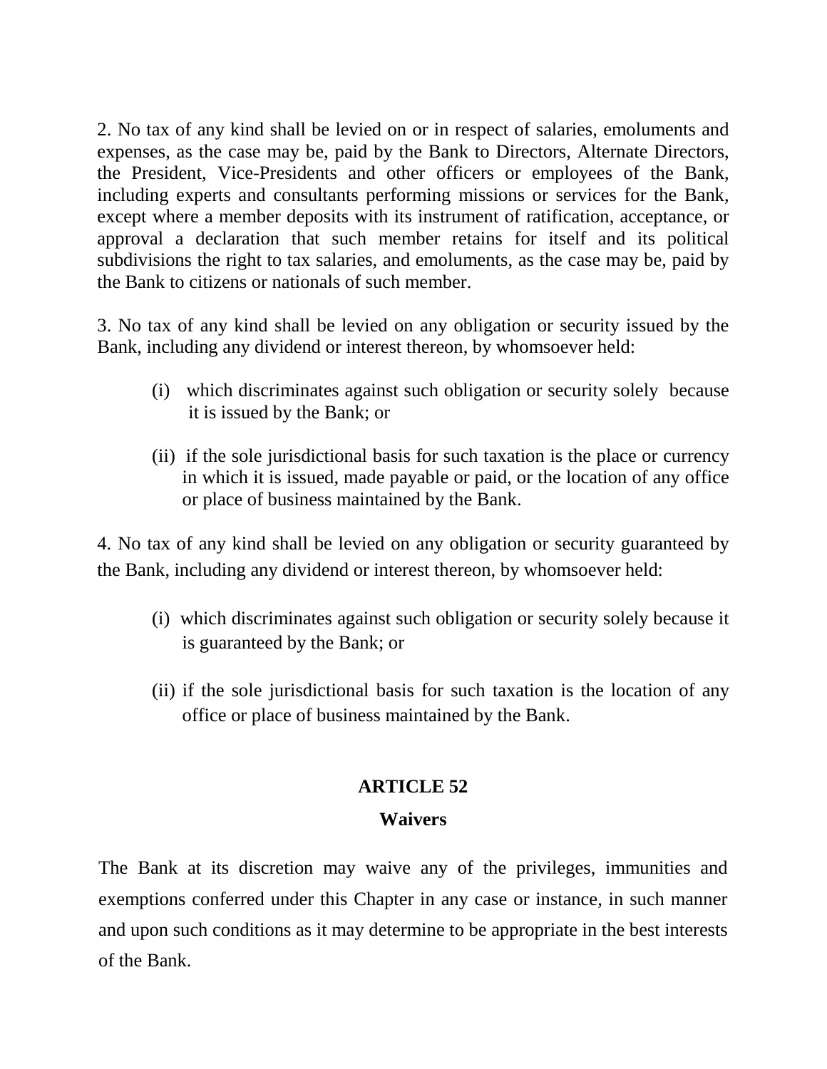2. No tax of any kind shall be levied on or in respect of salaries, emoluments and expenses, as the case may be, paid by the Bank to Directors, Alternate Directors, the President, Vice-Presidents and other officers or employees of the Bank, including experts and consultants performing missions or services for the Bank, except where a member deposits with its instrument of ratification, acceptance, or approval a declaration that such member retains for itself and its political subdivisions the right to tax salaries, and emoluments, as the case may be, paid by the Bank to citizens or nationals of such member.

3. No tax of any kind shall be levied on any obligation or security issued by the Bank, including any dividend or interest thereon, by whomsoever held:

(i) which discriminates against such obligation or security solely because it is issued by the Bank; or

(ii) if the sole jurisdictional basis for such taxation is the place or currency in which it is issued, made payable or paid, or the location of any office or place of business maintained by the Bank.

4. No tax of any kind shall be levied on any obligation or security guaranteed by the Bank, including any dividend or interest thereon, by whomsoever held:

(i) which discriminates against such obligation or security solely because it is guaranteed by the Bank; or

(ii) if the sole jurisdictional basis for such taxation is the location of any office or place of business maintained by the Bank.

## ARTICLE 52

### Waivers

The Bank at its discretion may waive any of the privileges, immunities and exemptions conferred under this Chapter in any case or instance, in such manner and upon such conditions as it may determine to be appropriate in the best interests of the Bank.